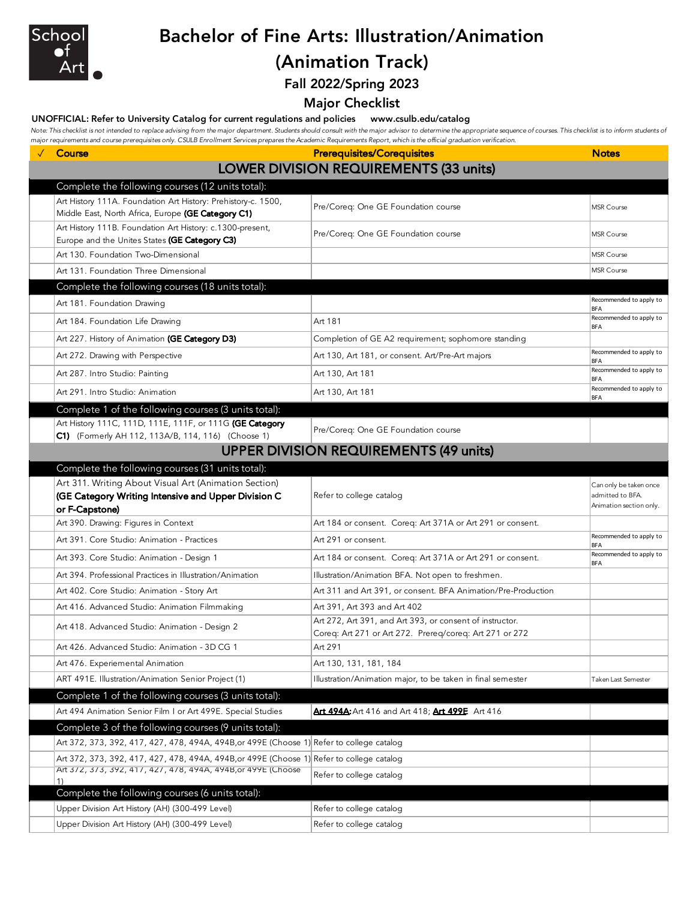School of Art

# Bachelor of Fine Arts: Illustration/Animation (Animation Track)

## Fall 2022/Spring 2023

## Major Checklist

**UNOFFICIAL: Refer to University Catalog for current regulations and policies www.csulb.edu/catalog**

*Note: This checklist is not intended to replace advising from the major department. Students should consult with the major advisor to determine the appropriate sequence of courses. This checklist is to inform students of major requirements and course prerequisites only. CSULB Enrollment Services prepares the Academic Requirements Report, which is the official graduation verification.*

| ✓ | Course | Prerequisites/Corequisites | Notes |
|---|---|---|---|
| | **LOWER DIVISION REQUIREMENTS (33 units)** | | |
| | Complete the following courses (12 units total): | | |
| | Art History 111A. Foundation Art History: Prehistory-c. 1500, Middle East, North Africa, Europe **(GE Category C1)** | Pre/Coreq: One GE Foundation course | MSR Course |
| | Art History 111B. Foundation Art History: c.1300-present, Europe and the Unites States **(GE Category C3)** | Pre/Coreq: One GE Foundation course | MSR Course |
| | Art 130. Foundation Two-Dimensional | | MSR Course |
| | Art 131. Foundation Three Dimensional | | MSR Course |
| | Complete the following courses (18 units total): | | |
| | Art 181. Foundation Drawing | | Recommended to apply to BFA |
| | Art 184. Foundation Life Drawing | Art 181 | Recommended to apply to BFA |
| | Art 227. History of Animation **(GE Category D3)** | Completion of GE A2 requirement; sophomore standing | |
| | Art 272. Drawing with Perspective | Art 130, Art 181, or consent. Art/Pre-Art majors | Recommended to apply to BFA |
| | Art 287. Intro Studio: Painting | Art 130, Art 181 | Recommended to apply to BFA |
| | Art 291. Intro Studio: Animation | Art 130, Art 181 | Recommended to apply to BFA |
| | Complete 1 of the following courses (3 units total): | | |
| | Art History 111C, 111D, 111E, 111F, or 111G **(GE Category C1)** (Formerly AH 112, 113A/B, 114, 116) (Choose 1) | Pre/Coreq: One GE Foundation course | |
| | **UPPER DIVISION REQUIREMENTS (49 units)** | | |
| | Complete the following courses (31 units total): | | |
| | Art 311. Writing About Visual Art (Animation Section) **(GE Category Writing Intensive and Upper Division C or F-Capstone)** | Refer to college catalog | Can only be taken once admitted to BFA. Animation section only. |
| | Art 390. Drawing: Figures in Context | Art 184 or consent. Coreq: Art 371A or Art 291 or consent. | |
| | Art 391. Core Studio: Animation - Practices | Art 291 or consent. | Recommended to apply to BFA |
| | Art 393. Core Studio: Animation - Design 1 | Art 184 or consent. Coreq: Art 371A or Art 291 or consent. | Recommended to apply to BFA |
| | Art 394. Professional Practices in Illustration/Animation | Illustration/Animation BFA. Not open to freshmen. | |
| | Art 402. Core Studio: Animation - Story Art | Art 311 and Art 391, or consent. BFA Animation/Pre-Production | |
| | Art 416. Advanced Studio: Animation Filmmaking | Art 391, Art 393 and Art 402 | |
| | Art 418. Advanced Studio: Animation - Design 2 | Art 272, Art 391, and Art 393, or consent of instructor. Coreq: Art 271 or Art 272. Prereq/coreq: Art 271 or 272 | |
| | Art 426. Advanced Studio: Animation - 3D CG 1 | Art 291 | |
| | Art 476. Experiemental Animation | Art 130, 131, 181, 184 | |
| | ART 491E. Illustration/Animation Senior Project (1) | Illustration/Animation major, to be taken in final semester | Taken Last Semester |
| | Complete 1 of the following courses (3 units total): | | |
| | Art 494 Animation Senior Film I or Art 499E. Special Studies | **Art 494A:** Art 416 and Art 418; **Art 499E**: Art 416 | |
| | Complete 3 of the following courses (9 units total): | | |
| | Art 372, 373, 392, 417, 427, 478, 494A, 494B,or 499E (Choose 1) | Refer to college catalog | |
| | Art 372, 373, 392, 417, 427, 478, 494A, 494B,or 499E (Choose 1) | Refer to college catalog | |
| | Art 372, 373, 392, 417, 427, 478, 494A, 494B,or 499E (Choose 1) | Refer to college catalog | |
| | Complete the following courses (6 units total): | | |
| | Upper Division Art History (AH) (300-499 Level) | Refer to college catalog | |
| | Upper Division Art History (AH) (300-499 Level) | Refer to college catalog | |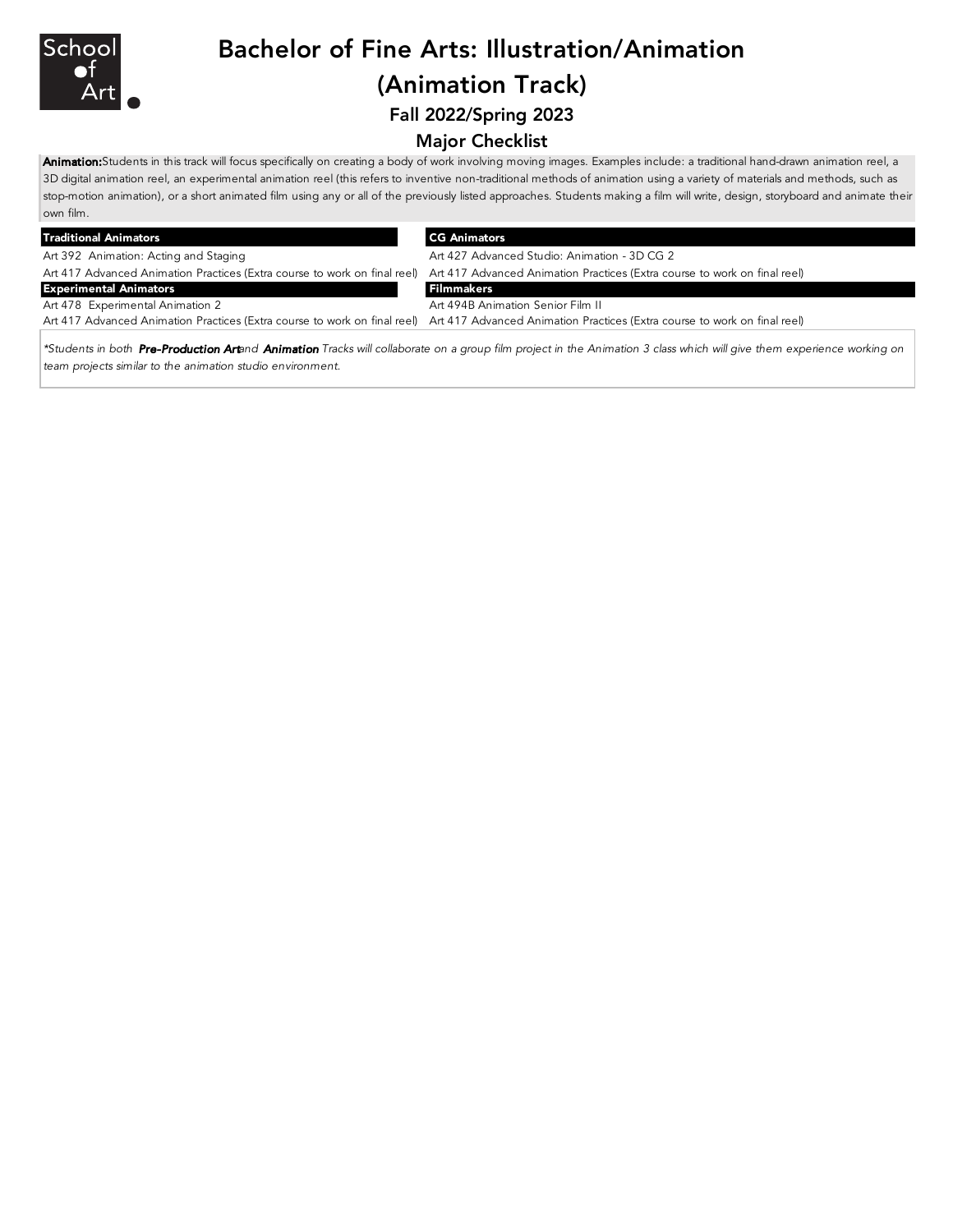# Bachelor of Fine Arts: Illustration/Animation

# (Animation Track)

## Fall 2022/Spring 2023

## Major Checklist

**Animation:** Students in this track will focus specifically on creating a body of work involving moving images. Examples include: a traditional hand-drawn animation reel, a 3D digital animation reel, an experimental animation reel (this refers to inventive non-traditional methods of animation using a variety of materials and methods, such as stop-motion animation), or a short animated film using any or all of the previously listed approaches. Students making a film will write, design, storyboard and animate their own film.

| Traditional Animators | CG Animators |
|---|---|
| Art 392 Animation: Acting and Staging | Art 427 Advanced Studio: Animation - 3D CG 2 |
| Art 417 Advanced Animation Practices (Extra course to work on final reel) | Art 417 Advanced Animation Practices (Extra course to work on final reel) |
| **Experimental Animators** | **Filmmakers** |
| Art 478 Experimental Animation 2 | Art 494B Animation Senior Film II |
| Art 417 Advanced Animation Practices (Extra course to work on final reel) | Art 417 Advanced Animation Practices (Extra course to work on final reel) |

*\*Students in both **Pre-Production Art** and **Animation** Tracks will collaborate on a group film project in the Animation 3 class which will give them experience working on team projects similar to the animation studio environment.*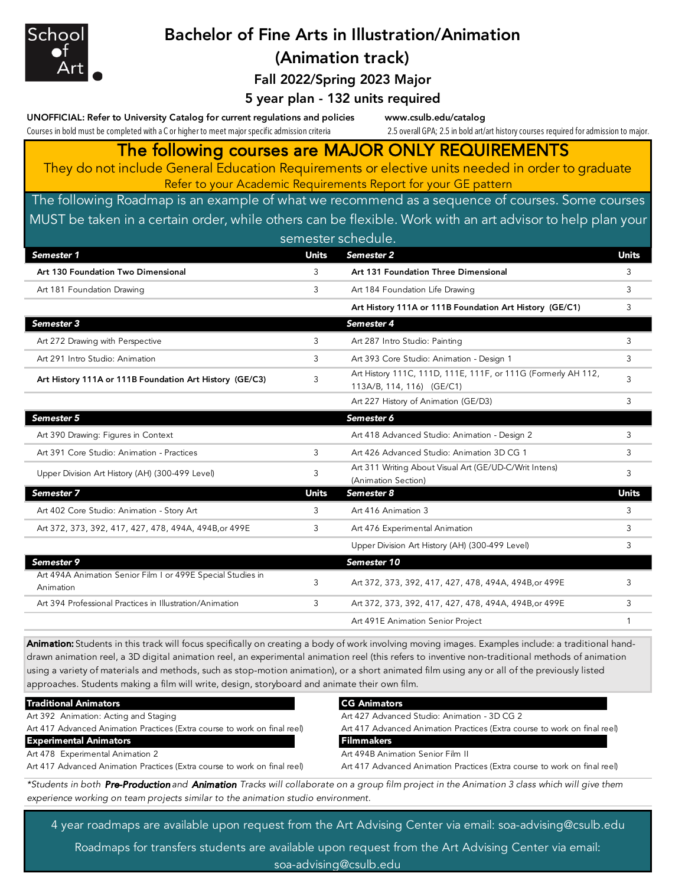School of Art

# Bachelor of Fine Arts in Illustration/Animation

## (Animation track)

### Fall 2022/Spring 2023 Major

### 5 year plan - 132 units required

**UNOFFICIAL: Refer to University Catalog for current regulations and policies** **www.csulb.edu/catalog**

Courses in bold must be completed with a C or higher to meet major specific admission criteria 2.5 overall GPA; 2.5 in bold art/art history courses required for admission to major.

## The following courses are MAJOR ONLY REQUIREMENTS

They do not include General Education Requirements or elective units needed in order to graduate

Refer to your Academic Requirements Report for your GE pattern

The following Roadmap is an example of what we recommend as a sequence of courses. Some courses MUST be taken in a certain order, while others can be flexible. Work with an art advisor to help plan your semester schedule.

| Semester 1 | Units | Semester 2 | Units |
|---|---|---|---|
| **Art 130 Foundation Two Dimensional** | 3 | **Art 131 Foundation Three Dimensional** | 3 |
| Art 181 Foundation Drawing | 3 | Art 184 Foundation Life Drawing | 3 |
| | | **Art History 111A or 111B Foundation Art History (GE/C1)** | 3 |
| **Semester 3** | | **Semester 4** | |
| Art 272 Drawing with Perspective | 3 | Art 287 Intro Studio: Painting | 3 |
| Art 291 Intro Studio: Animation | 3 | Art 393 Core Studio: Animation - Design 1 | 3 |
| **Art History 111A or 111B Foundation Art History (GE/C3)** | 3 | Art History 111C, 111D, 111E, 111F, or 111G (Formerly AH 112, 113A/B, 114, 116) (GE/C1) | 3 |
| | | Art 227 History of Animation (GE/D3) | 3 |
| **Semester 5** | | **Semester 6** | |
| Art 390 Drawing: Figures in Context | | Art 418 Advanced Studio: Animation - Design 2 | 3 |
| Art 391 Core Studio: Animation - Practices | 3 | Art 426 Advanced Studio: Animation 3D CG 1 | 3 |
| Upper Division Art History (AH) (300-499 Level) | 3 | Art 311 Writing About Visual Art (GE/UD-C/Writ Intens) (Animation Section) | 3 |
| **Semester 7** | **Units** | **Semester 8** | **Units** |
| Art 402 Core Studio: Animation - Story Art | 3 | Art 416 Animation 3 | 3 |
| Art 372, 373, 392, 417, 427, 478, 494A, 494B,or 499E | 3 | Art 476 Experimental Animation | 3 |
| | | Upper Division Art History (AH) (300-499 Level) | 3 |
| **Semester 9** | | **Semester 10** | |
| Art 494A Animation Senior Film I or 499E Special Studies in Animation | 3 | Art 372, 373, 392, 417, 427, 478, 494A, 494B,or 499E | 3 |
| Art 394 Professional Practices in Illustration/Animation | 3 | Art 372, 373, 392, 417, 427, 478, 494A, 494B,or 499E | 3 |
| | | Art 491E Animation Senior Project | 1 |

**Animation:** Students in this track will focus specifically on creating a body of work involving moving images. Examples include: a traditional hand-drawn animation reel, a 3D digital animation reel, an experimental animation reel (this refers to inventive non-traditional methods of animation using a variety of materials and methods, such as stop-motion animation), or a short animated film using any or all of the previously listed approaches. Students making a film will write, design, storyboard and animate their own film.

**Traditional Animators**
Art 392 Animation: Acting and Staging
Art 417 Advanced Animation Practices (Extra course to work on final reel)

**Experimental Animators**
Art 478 Experimental Animation 2
Art 417 Advanced Animation Practices (Extra course to work on final reel)

**CG Animators**
Art 427 Advanced Studio: Animation - 3D CG 2
Art 417 Advanced Animation Practices (Extra course to work on final reel)

**Filmmakers**
Art 494B Animation Senior Film II
Art 417 Advanced Animation Practices (Extra course to work on final reel)

*Students in both **Pre-Production** and **Animation** Tracks will collaborate on a group film project in the Animation 3 class which will give them experience working on team projects similar to the animation studio environment.*

4 year roadmaps are available upon request from the Art Advising Center via email: soa-advising@csulb.edu

Roadmaps for transfers students are available upon request from the Art Advising Center via email: soa-advising@csulb.edu